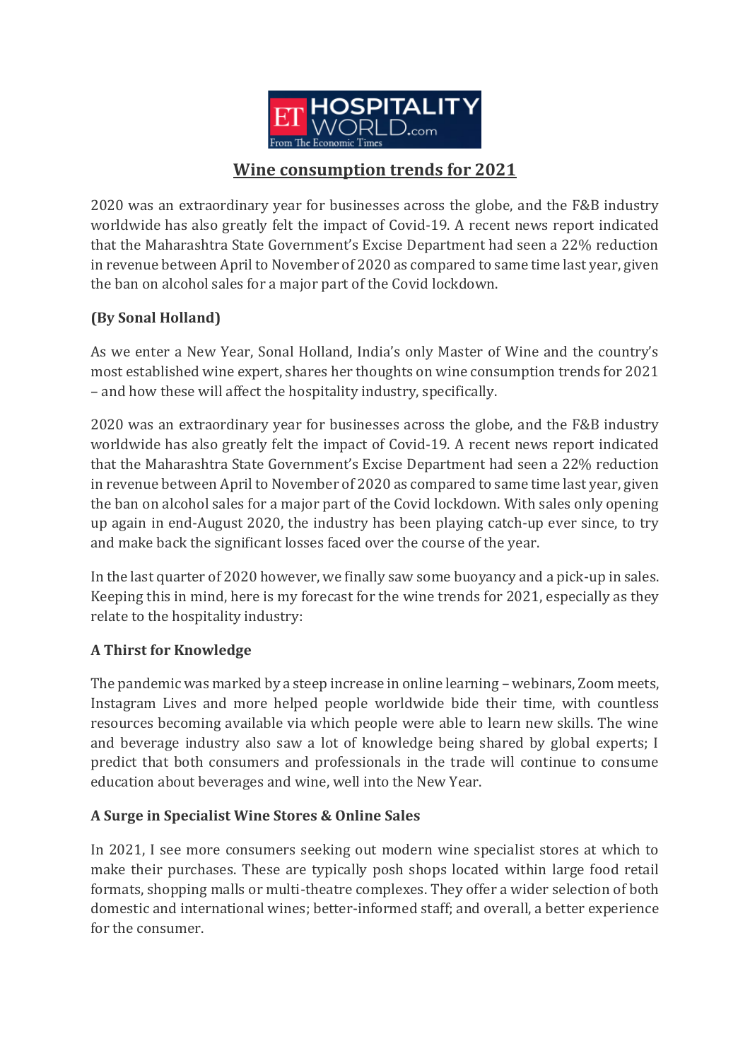# Wine consumption trends for 2021

2020 was an extraordinary year for businesses across the globe, and the F&B industry worldwide has also greatly felt the impact of Covid-19. A recent news report indicated that the Maharashtra State Government's Excise Department had seen a 22% reduction in revenue between April to November of 2020 as compared to same time last year, given the ban on alcohol sales for a major part of the Covid lockdown.

**(By Sonal Holland)**

As we enter a New Year, Sonal Holland, India's only Master of Wine and the country's most established wine expert, shares her thoughts on wine consumption trends for 2021 – and how these will affect the hospitality industry, specifically.

2020 was an extraordinary year for businesses across the globe, and the F&B industry worldwide has also greatly felt the impact of Covid-19. A recent news report indicated that the Maharashtra State Government's Excise Department had seen a 22% reduction in revenue between April to November of 2020 as compared to same time last year, given the ban on alcohol sales for a major part of the Covid lockdown. With sales only opening up again in end-August 2020, the industry has been playing catch-up ever since, to try and make back the significant losses faced over the course of the year.

In the last quarter of 2020 however, we finally saw some buoyancy and a pick-up in sales. Keeping this in mind, here is my forecast for the wine trends for 2021, especially as they relate to the hospitality industry:

**A Thirst for Knowledge**

The pandemic was marked by a steep increase in online learning – webinars, Zoom meets, Instagram Lives and more helped people worldwide bide their time, with countless resources becoming available via which people were able to learn new skills. The wine and beverage industry also saw a lot of knowledge being shared by global experts; I predict that both consumers and professionals in the trade will continue to consume education about beverages and wine, well into the New Year.

**A Surge in Specialist Wine Stores & Online Sales**

In 2021, I see more consumers seeking out modern wine specialist stores at which to make their purchases. These are typically posh shops located within large food retail formats, shopping malls or multi-theatre complexes. They offer a wider selection of both domestic and international wines; better-informed staff; and overall, a better experience for the consumer.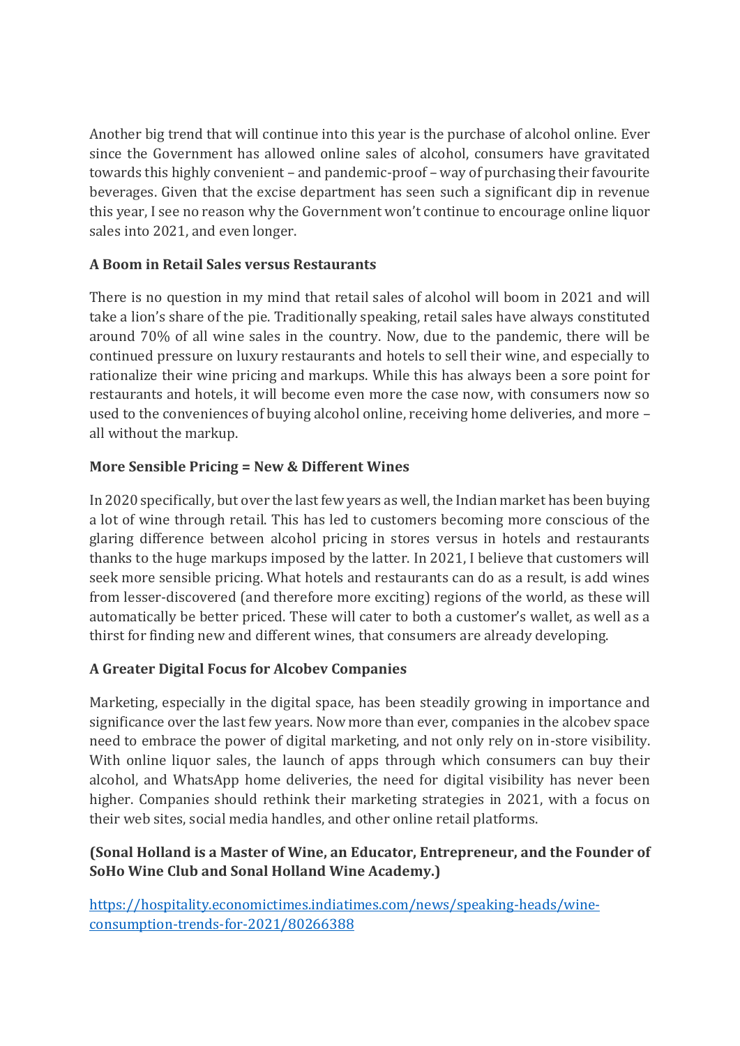Another big trend that will continue into this year is the purchase of alcohol online. Ever since the Government has allowed online sales of alcohol, consumers have gravitated towards this highly convenient – and pandemic-proof – way of purchasing their favourite beverages. Given that the excise department has seen such a significant dip in revenue this year, I see no reason why the Government won't continue to encourage online liquor sales into 2021, and even longer.

**A Boom in Retail Sales versus Restaurants**

There is no question in my mind that retail sales of alcohol will boom in 2021 and will take a lion's share of the pie. Traditionally speaking, retail sales have always constituted around 70% of all wine sales in the country. Now, due to the pandemic, there will be continued pressure on luxury restaurants and hotels to sell their wine, and especially to rationalize their wine pricing and markups. While this has always been a sore point for restaurants and hotels, it will become even more the case now, with consumers now so used to the conveniences of buying alcohol online, receiving home deliveries, and more – all without the markup.

**More Sensible Pricing = New & Different Wines**

In 2020 specifically, but over the last few years as well, the Indian market has been buying a lot of wine through retail. This has led to customers becoming more conscious of the glaring difference between alcohol pricing in stores versus in hotels and restaurants thanks to the huge markups imposed by the latter. In 2021, I believe that customers will seek more sensible pricing. What hotels and restaurants can do as a result, is add wines from lesser-discovered (and therefore more exciting) regions of the world, as these will automatically be better priced. These will cater to both a customer's wallet, as well as a thirst for finding new and different wines, that consumers are already developing.

**A Greater Digital Focus for Alcobev Companies**

Marketing, especially in the digital space, has been steadily growing in importance and significance over the last few years. Now more than ever, companies in the alcobev space need to embrace the power of digital marketing, and not only rely on in-store visibility. With online liquor sales, the launch of apps through which consumers can buy their alcohol, and WhatsApp home deliveries, the need for digital visibility has never been higher. Companies should rethink their marketing strategies in 2021, with a focus on their web sites, social media handles, and other online retail platforms.

**(Sonal Holland is a Master of Wine, an Educator, Entrepreneur, and the Founder of SoHo Wine Club and Sonal Holland Wine Academy.)**

https://hospitality.economictimes.indiatimes.com/news/speaking-heads/wine-consumption-trends-for-2021/80266388